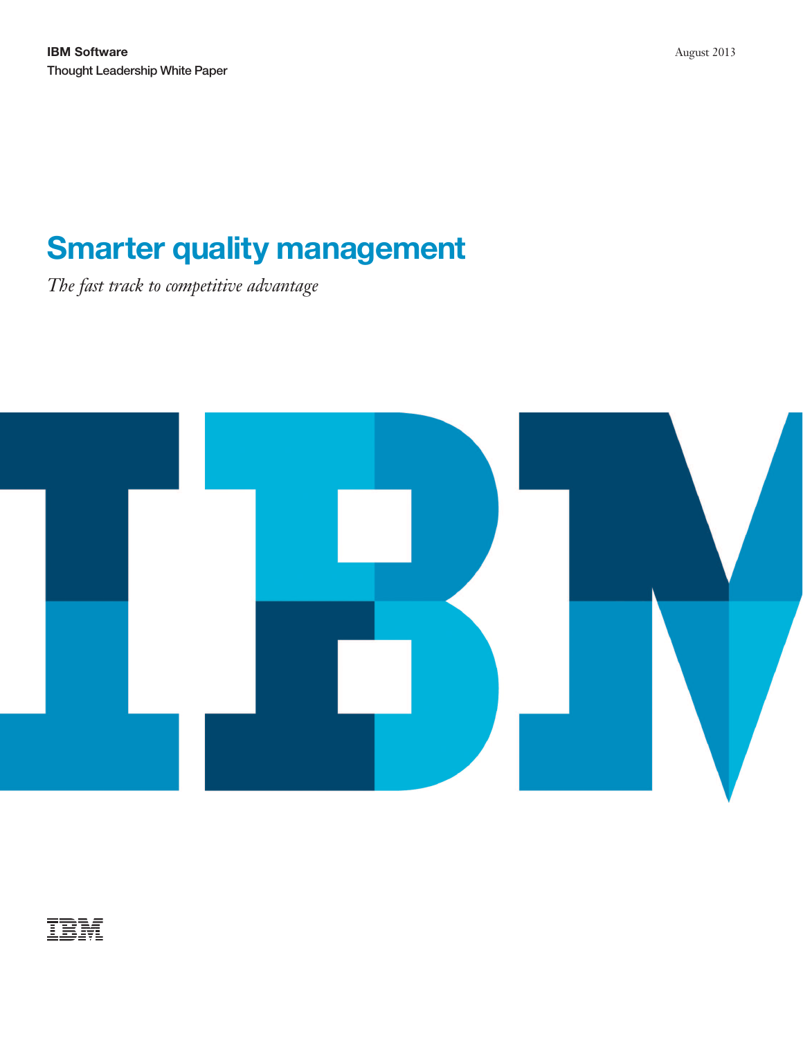**IBM Software**
Thought Leadership White Paper

August 2013

# Smarter quality management

*The fast track to competitive advantage*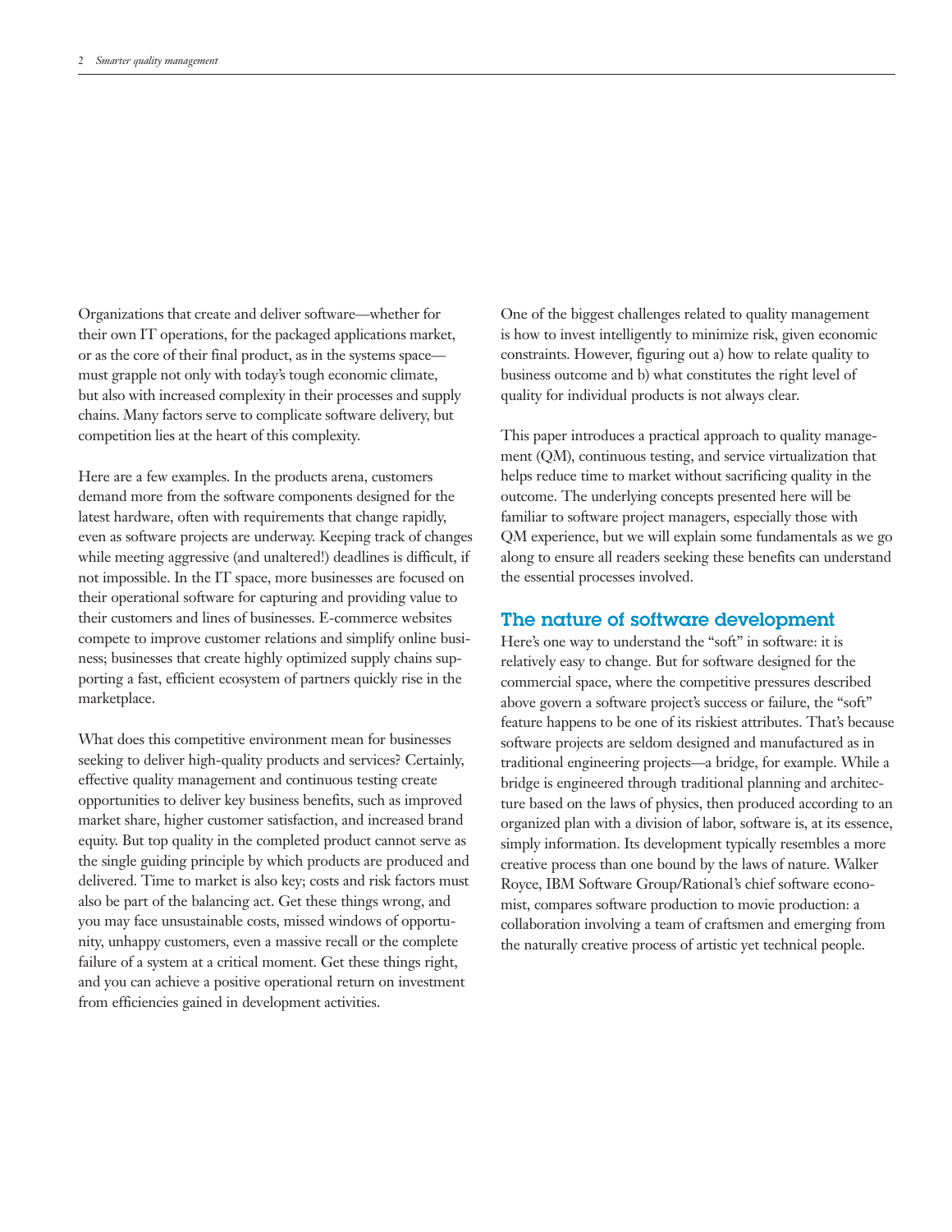Organizations that create and deliver software—whether for their own IT operations, for the packaged applications market, or as the core of their final product, as in the systems space—must grapple not only with today's tough economic climate, but also with increased complexity in their processes and supply chains. Many factors serve to complicate software delivery, but competition lies at the heart of this complexity.

Here are a few examples. In the products arena, customers demand more from the software components designed for the latest hardware, often with requirements that change rapidly, even as software projects are underway. Keeping track of changes while meeting aggressive (and unaltered!) deadlines is difficult, if not impossible. In the IT space, more businesses are focused on their operational software for capturing and providing value to their customers and lines of businesses. E-commerce websites compete to improve customer relations and simplify online business; businesses that create highly optimized supply chains supporting a fast, efficient ecosystem of partners quickly rise in the marketplace.

What does this competitive environment mean for businesses seeking to deliver high-quality products and services? Certainly, effective quality management and continuous testing create opportunities to deliver key business benefits, such as improved market share, higher customer satisfaction, and increased brand equity. But top quality in the completed product cannot serve as the single guiding principle by which products are produced and delivered. Time to market is also key; costs and risk factors must also be part of the balancing act. Get these things wrong, and you may face unsustainable costs, missed windows of opportunity, unhappy customers, even a massive recall or the complete failure of a system at a critical moment. Get these things right, and you can achieve a positive operational return on investment from efficiencies gained in development activities.

One of the biggest challenges related to quality management is how to invest intelligently to minimize risk, given economic constraints. However, figuring out a) how to relate quality to business outcome and b) what constitutes the right level of quality for individual products is not always clear.

This paper introduces a practical approach to quality management (QM), continuous testing, and service virtualization that helps reduce time to market without sacrificing quality in the outcome. The underlying concepts presented here will be familiar to software project managers, especially those with QM experience, but we will explain some fundamentals as we go along to ensure all readers seeking these benefits can understand the essential processes involved.

## The nature of software development

Here's one way to understand the "soft" in software: it is relatively easy to change. But for software designed for the commercial space, where the competitive pressures described above govern a software project's success or failure, the "soft" feature happens to be one of its riskiest attributes. That's because software projects are seldom designed and manufactured as in traditional engineering projects—a bridge, for example. While a bridge is engineered through traditional planning and architecture based on the laws of physics, then produced according to an organized plan with a division of labor, software is, at its essence, simply information. Its development typically resembles a more creative process than one bound by the laws of nature. Walker Royce, IBM Software Group/Rational's chief software economist, compares software production to movie production: a collaboration involving a team of craftsmen and emerging from the naturally creative process of artistic yet technical people.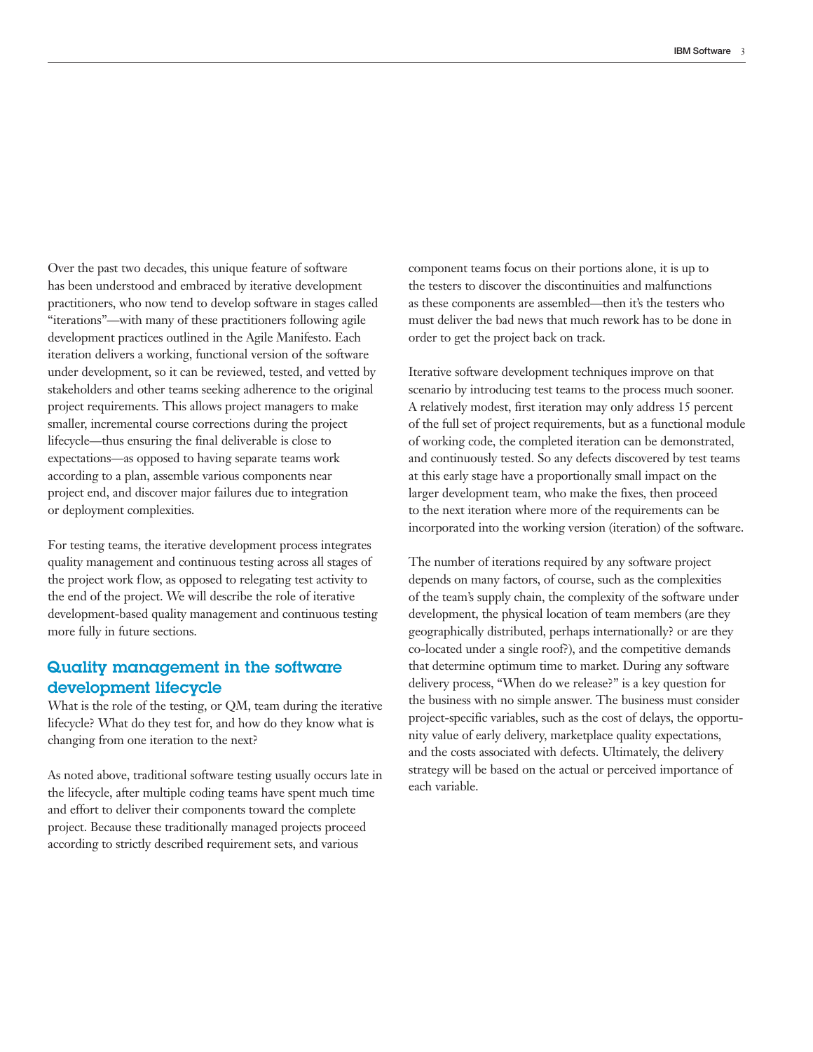Over the past two decades, this unique feature of software has been understood and embraced by iterative development practitioners, who now tend to develop software in stages called "iterations"—with many of these practitioners following agile development practices outlined in the Agile Manifesto. Each iteration delivers a working, functional version of the software under development, so it can be reviewed, tested, and vetted by stakeholders and other teams seeking adherence to the original project requirements. This allows project managers to make smaller, incremental course corrections during the project lifecycle—thus ensuring the final deliverable is close to expectations—as opposed to having separate teams work according to a plan, assemble various components near project end, and discover major failures due to integration or deployment complexities.

For testing teams, the iterative development process integrates quality management and continuous testing across all stages of the project work flow, as opposed to relegating test activity to the end of the project. We will describe the role of iterative development-based quality management and continuous testing more fully in future sections.

## Quality management in the software development lifecycle

What is the role of the testing, or QM, team during the iterative lifecycle? What do they test for, and how do they know what is changing from one iteration to the next?

As noted above, traditional software testing usually occurs late in the lifecycle, after multiple coding teams have spent much time and effort to deliver their components toward the complete project. Because these traditionally managed projects proceed according to strictly described requirement sets, and various component teams focus on their portions alone, it is up to the testers to discover the discontinuities and malfunctions as these components are assembled—then it's the testers who must deliver the bad news that much rework has to be done in order to get the project back on track.

Iterative software development techniques improve on that scenario by introducing test teams to the process much sooner. A relatively modest, first iteration may only address 15 percent of the full set of project requirements, but as a functional module of working code, the completed iteration can be demonstrated, and continuously tested. So any defects discovered by test teams at this early stage have a proportionally small impact on the larger development team, who make the fixes, then proceed to the next iteration where more of the requirements can be incorporated into the working version (iteration) of the software.

The number of iterations required by any software project depends on many factors, of course, such as the complexities of the team's supply chain, the complexity of the software under development, the physical location of team members (are they geographically distributed, perhaps internationally? or are they co-located under a single roof?), and the competitive demands that determine optimum time to market. During any software delivery process, "When do we release?" is a key question for the business with no simple answer. The business must consider project-specific variables, such as the cost of delays, the opportunity value of early delivery, marketplace quality expectations, and the costs associated with defects. Ultimately, the delivery strategy will be based on the actual or perceived importance of each variable.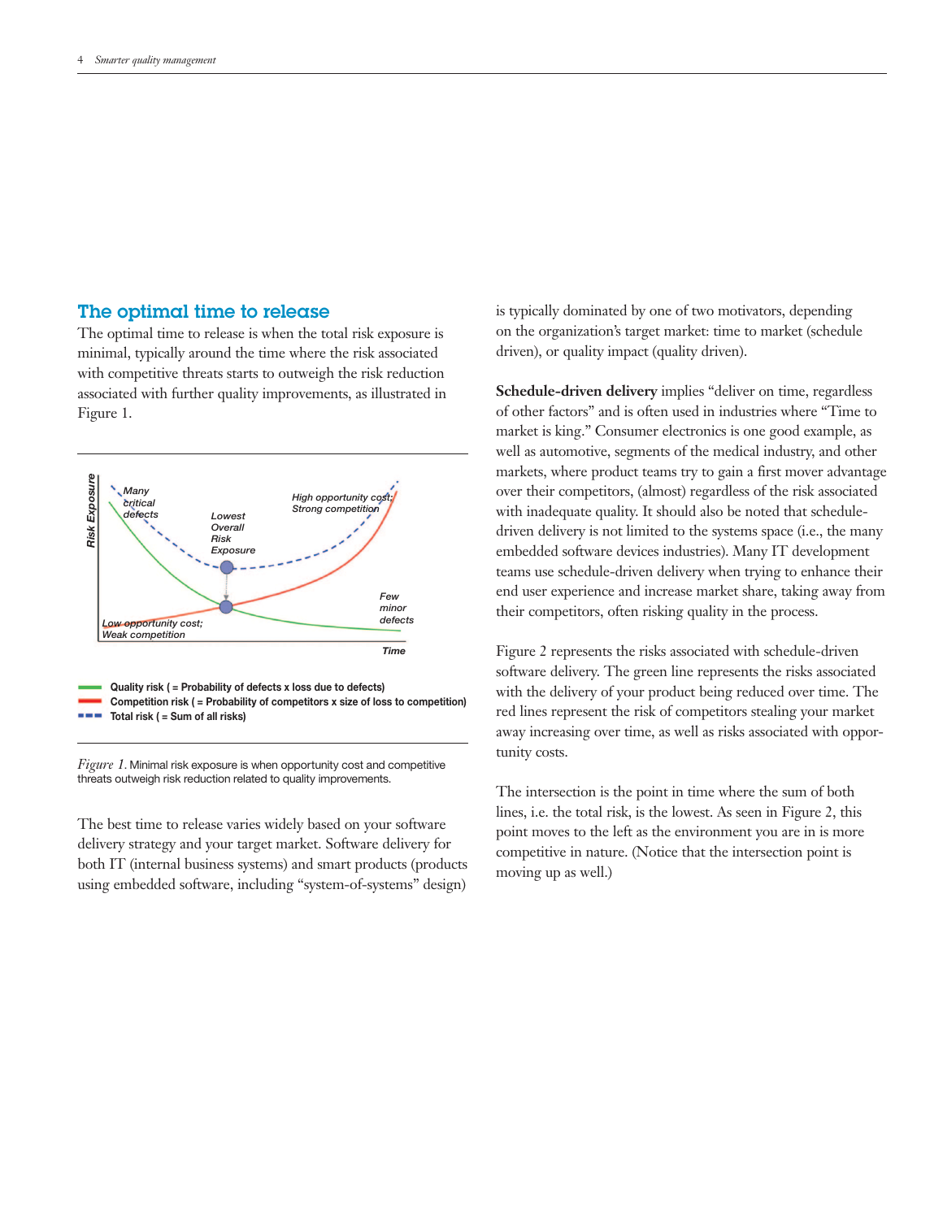## The optimal time to release

The optimal time to release is when the total risk exposure is minimal, typically around the time where the risk associated with competitive threats starts to outweigh the risk reduction associated with further quality improvements, as illustrated in Figure 1.

*Figure 1.* Minimal risk exposure is when opportunity cost and competitive threats outweigh risk reduction related to quality improvements.

The best time to release varies widely based on your software delivery strategy and your target market. Software delivery for both IT (internal business systems) and smart products (products using embedded software, including "system-of-systems" design) is typically dominated by one of two motivators, depending on the organization's target market: time to market (schedule driven), or quality impact (quality driven).

**Schedule-driven delivery** implies "deliver on time, regardless of other factors" and is often used in industries where "Time to market is king." Consumer electronics is one good example, as well as automotive, segments of the medical industry, and other markets, where product teams try to gain a first mover advantage over their competitors, (almost) regardless of the risk associated with inadequate quality. It should also be noted that schedule-driven delivery is not limited to the systems space (i.e., the many embedded software devices industries). Many IT development teams use schedule-driven delivery when trying to enhance their end user experience and increase market share, taking away from their competitors, often risking quality in the process.

Figure 2 represents the risks associated with schedule-driven software delivery. The green line represents the risks associated with the delivery of your product being reduced over time. The red lines represent the risk of competitors stealing your market away increasing over time, as well as risks associated with opportunity costs.

The intersection is the point in time where the sum of both lines, i.e. the total risk, is the lowest. As seen in Figure 2, this point moves to the left as the environment you are in is more competitive in nature. (Notice that the intersection point is moving up as well.)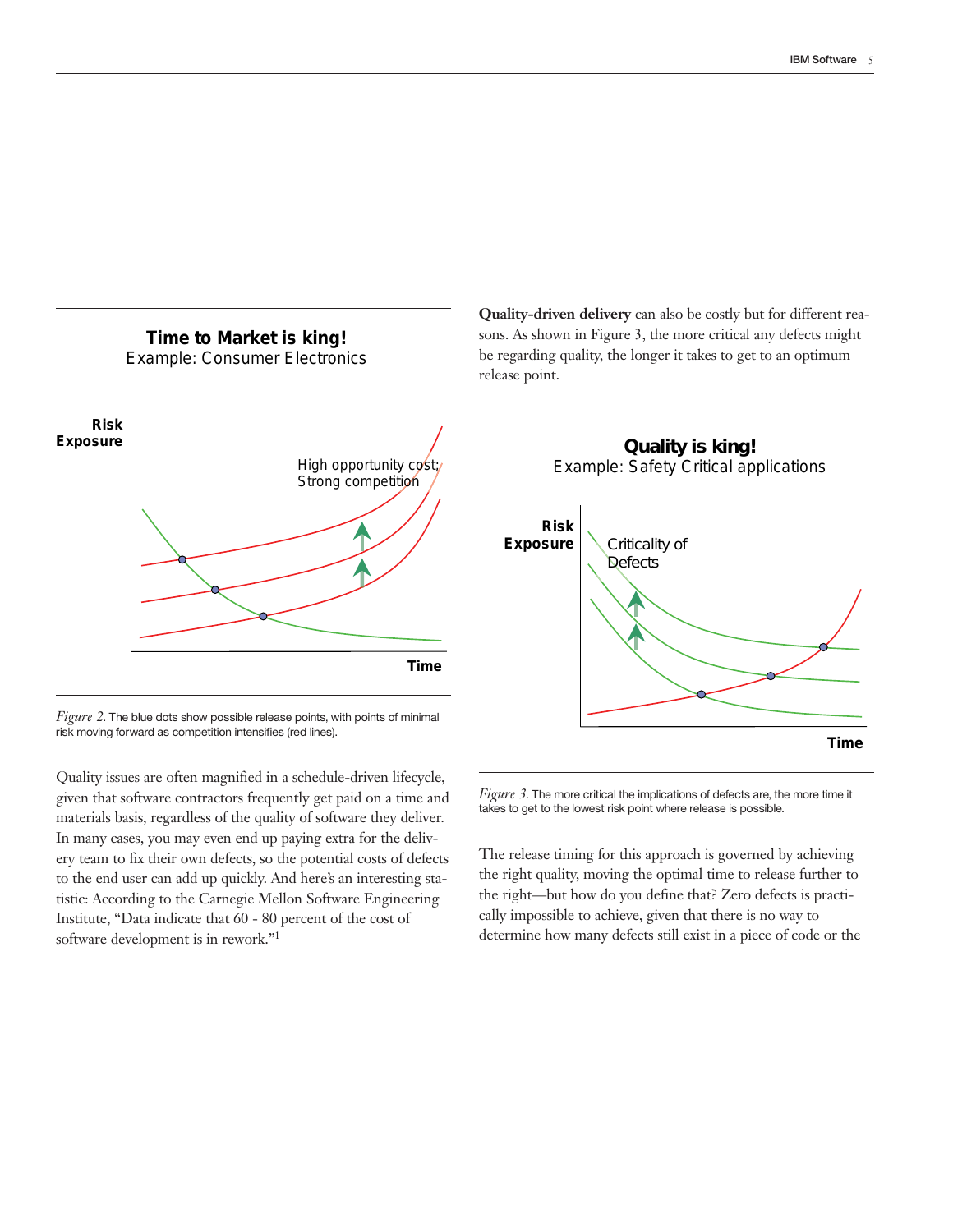**Time to Market is king!**
Example: Consumer Electronics

Risk Exposure

High opportunity cost; Strong competition

Time

*Figure 2.* The blue dots show possible release points, with points of minimal risk moving forward as competition intensifies (red lines).

Quality issues are often magnified in a schedule-driven lifecycle, given that software contractors frequently get paid on a time and materials basis, regardless of the quality of software they deliver. In many cases, you may even end up paying extra for the delivery team to fix their own defects, so the potential costs of defects to the end user can add up quickly. And here's an interesting statistic: According to the Carnegie Mellon Software Engineering Institute, "Data indicate that 60 - 80 percent of the cost of software development is in rework."[1]

**Quality-driven delivery** can also be costly but for different reasons. As shown in Figure 3, the more critical any defects might be regarding quality, the longer it takes to get to an optimum release point.

**Quality is king!**
Example: Safety Critical applications

Risk Exposure

Criticality of Defects

Time

*Figure 3.* The more critical the implications of defects are, the more time it takes to get to the lowest risk point where release is possible.

The release timing for this approach is governed by achieving the right quality, moving the optimal time to release further to the right—but how do you define that? Zero defects is practically impossible to achieve, given that there is no way to determine how many defects still exist in a piece of code or the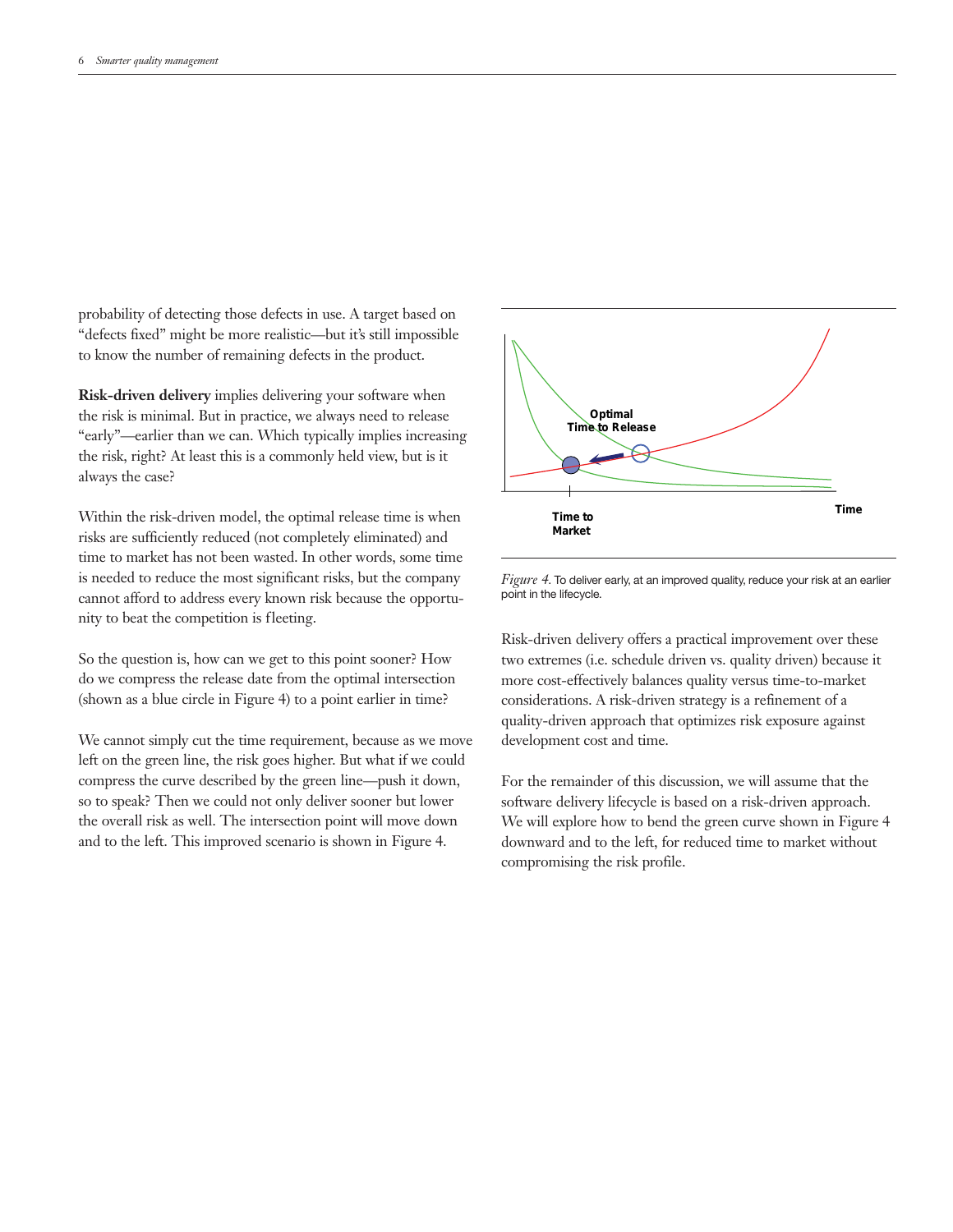probability of detecting those defects in use. A target based on "defects fixed" might be more realistic—but it's still impossible to know the number of remaining defects in the product.

**Risk-driven delivery** implies delivering your software when the risk is minimal. But in practice, we always need to release "early"—earlier than we can. Which typically implies increasing the risk, right? At least this is a commonly held view, but is it always the case?

Within the risk-driven model, the optimal release time is when risks are sufficiently reduced (not completely eliminated) and time to market has not been wasted. In other words, some time is needed to reduce the most significant risks, but the company cannot afford to address every known risk because the opportunity to beat the competition is fleeting.

So the question is, how can we get to this point sooner? How do we compress the release date from the optimal intersection (shown as a blue circle in Figure 4) to a point earlier in time?

We cannot simply cut the time requirement, because as we move left on the green line, the risk goes higher. But what if we could compress the curve described by the green line—push it down, so to speak? Then we could not only deliver sooner but lower the overall risk as well. The intersection point will move down and to the left. This improved scenario is shown in Figure 4.

Optimal Time to Release

Time to Market

Time

*Figure 4.* To deliver early, at an improved quality, reduce your risk at an earlier point in the lifecycle.

Risk-driven delivery offers a practical improvement over these two extremes (i.e. schedule driven vs. quality driven) because it more cost-effectively balances quality versus time-to-market considerations. A risk-driven strategy is a refinement of a quality-driven approach that optimizes risk exposure against development cost and time.

For the remainder of this discussion, we will assume that the software delivery lifecycle is based on a risk-driven approach. We will explore how to bend the green curve shown in Figure 4 downward and to the left, for reduced time to market without compromising the risk profile.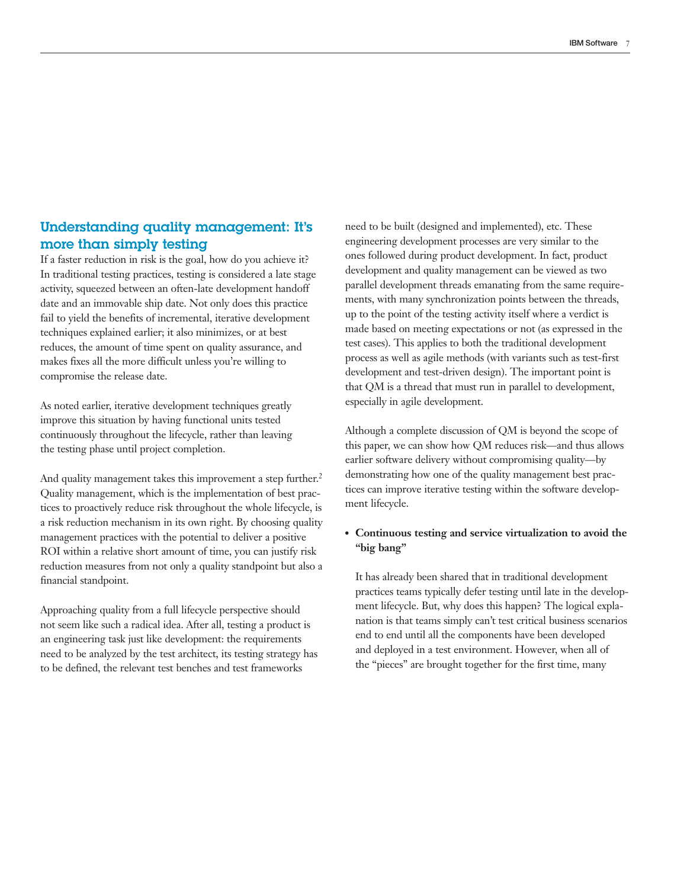## Understanding quality management: It's more than simply testing

If a faster reduction in risk is the goal, how do you achieve it? In traditional testing practices, testing is considered a late stage activity, squeezed between an often-late development handoff date and an immovable ship date. Not only does this practice fail to yield the benefits of incremental, iterative development techniques explained earlier; it also minimizes, or at best reduces, the amount of time spent on quality assurance, and makes fixes all the more difficult unless you're willing to compromise the release date.

As noted earlier, iterative development techniques greatly improve this situation by having functional units tested continuously throughout the lifecycle, rather than leaving the testing phase until project completion.

And quality management takes this improvement a step further.[2] Quality management, which is the implementation of best practices to proactively reduce risk throughout the whole lifecycle, is a risk reduction mechanism in its own right. By choosing quality management practices with the potential to deliver a positive ROI within a relative short amount of time, you can justify risk reduction measures from not only a quality standpoint but also a financial standpoint.

Approaching quality from a full lifecycle perspective should not seem like such a radical idea. After all, testing a product is an engineering task just like development: the requirements need to be analyzed by the test architect, its testing strategy has to be defined, the relevant test benches and test frameworks need to be built (designed and implemented), etc. These engineering development processes are very similar to the ones followed during product development. In fact, product development and quality management can be viewed as two parallel development threads emanating from the same requirements, with many synchronization points between the threads, up to the point of the testing activity itself where a verdict is made based on meeting expectations or not (as expressed in the test cases). This applies to both the traditional development process as well as agile methods (with variants such as test-first development and test-driven design). The important point is that QM is a thread that must run in parallel to development, especially in agile development.

Although a complete discussion of QM is beyond the scope of this paper, we can show how QM reduces risk—and thus allows earlier software delivery without compromising quality—by demonstrating how one of the quality management best practices can improve iterative testing within the software development lifecycle.

- **Continuous testing and service virtualization to avoid the "big bang"**

  It has already been shared that in traditional development practices teams typically defer testing until late in the development lifecycle. But, why does this happen? The logical explanation is that teams simply can't test critical business scenarios end to end until all the components have been developed and deployed in a test environment. However, when all of the "pieces" are brought together for the first time, many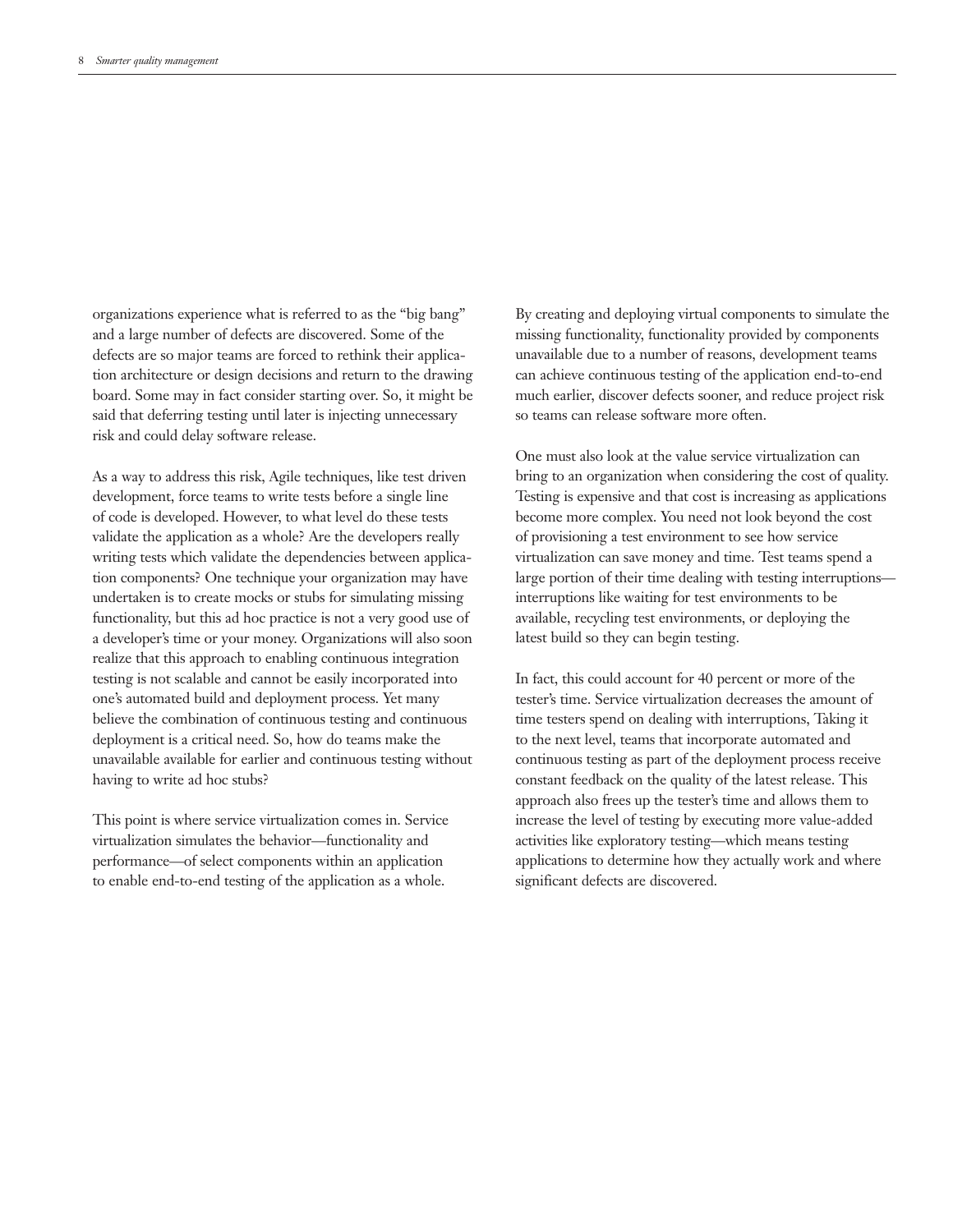organizations experience what is referred to as the "big bang" and a large number of defects are discovered. Some of the defects are so major teams are forced to rethink their application architecture or design decisions and return to the drawing board. Some may in fact consider starting over. So, it might be said that deferring testing until later is injecting unnecessary risk and could delay software release.

As a way to address this risk, Agile techniques, like test driven development, force teams to write tests before a single line of code is developed. However, to what level do these tests validate the application as a whole? Are the developers really writing tests which validate the dependencies between application components? One technique your organization may have undertaken is to create mocks or stubs for simulating missing functionality, but this ad hoc practice is not a very good use of a developer's time or your money. Organizations will also soon realize that this approach to enabling continuous integration testing is not scalable and cannot be easily incorporated into one's automated build and deployment process. Yet many believe the combination of continuous testing and continuous deployment is a critical need. So, how do teams make the unavailable available for earlier and continuous testing without having to write ad hoc stubs?

This point is where service virtualization comes in. Service virtualization simulates the behavior—functionality and performance—of select components within an application to enable end-to-end testing of the application as a whole.

By creating and deploying virtual components to simulate the missing functionality, functionality provided by components unavailable due to a number of reasons, development teams can achieve continuous testing of the application end-to-end much earlier, discover defects sooner, and reduce project risk so teams can release software more often.

One must also look at the value service virtualization can bring to an organization when considering the cost of quality. Testing is expensive and that cost is increasing as applications become more complex. You need not look beyond the cost of provisioning a test environment to see how service virtualization can save money and time. Test teams spend a large portion of their time dealing with testing interruptions—interruptions like waiting for test environments to be available, recycling test environments, or deploying the latest build so they can begin testing.

In fact, this could account for 40 percent or more of the tester's time. Service virtualization decreases the amount of time testers spend on dealing with interruptions, Taking it to the next level, teams that incorporate automated and continuous testing as part of the deployment process receive constant feedback on the quality of the latest release. This approach also frees up the tester's time and allows them to increase the level of testing by executing more value-added activities like exploratory testing—which means testing applications to determine how they actually work and where significant defects are discovered.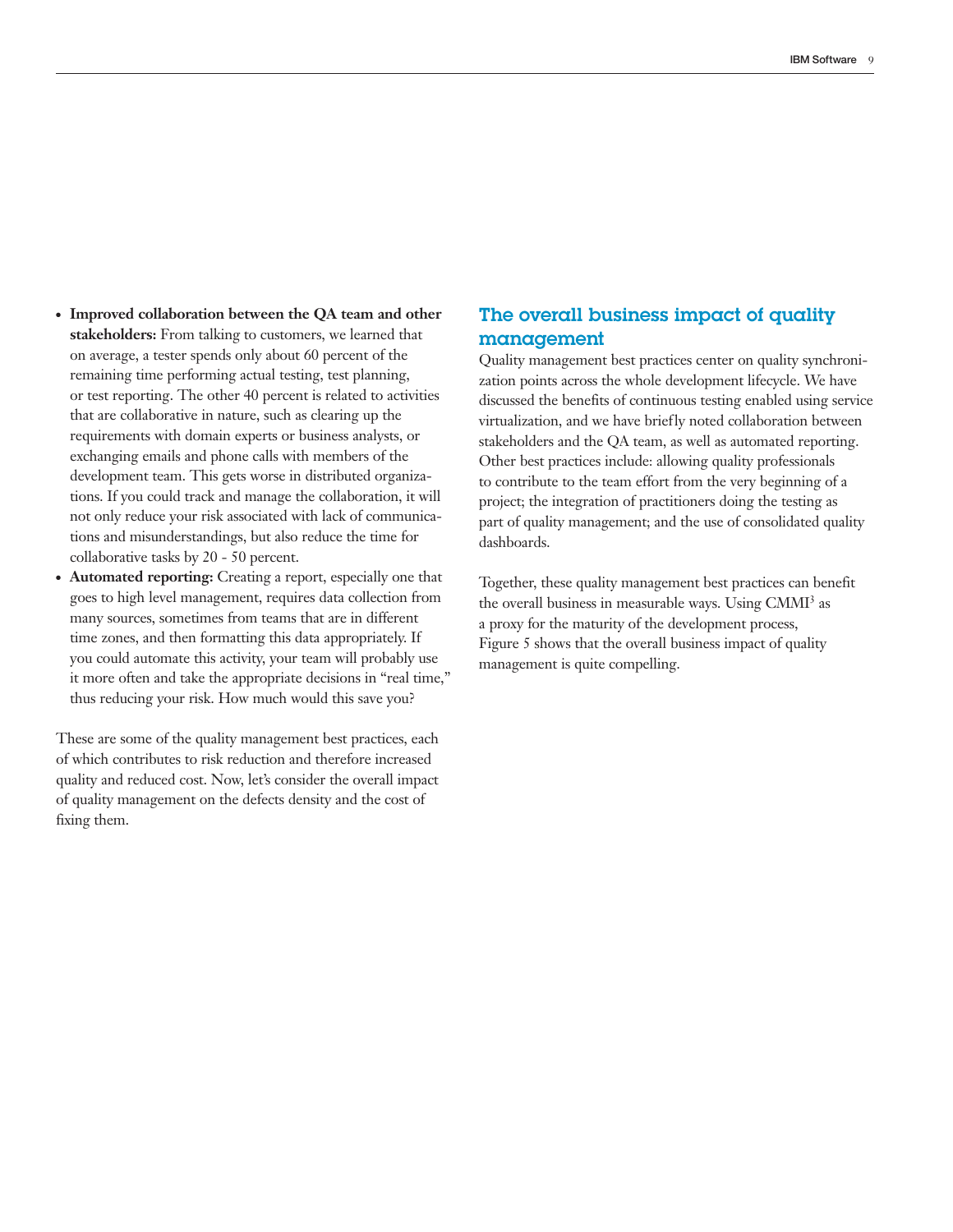- **Improved collaboration between the QA team and other stakeholders:** From talking to customers, we learned that on average, a tester spends only about 60 percent of the remaining time performing actual testing, test planning, or test reporting. The other 40 percent is related to activities that are collaborative in nature, such as clearing up the requirements with domain experts or business analysts, or exchanging emails and phone calls with members of the development team. This gets worse in distributed organizations. If you could track and manage the collaboration, it will not only reduce your risk associated with lack of communications and misunderstandings, but also reduce the time for collaborative tasks by 20 - 50 percent.
- **Automated reporting:** Creating a report, especially one that goes to high level management, requires data collection from many sources, sometimes from teams that are in different time zones, and then formatting this data appropriately. If you could automate this activity, your team will probably use it more often and take the appropriate decisions in "real time," thus reducing your risk. How much would this save you?

These are some of the quality management best practices, each of which contributes to risk reduction and therefore increased quality and reduced cost. Now, let's consider the overall impact of quality management on the defects density and the cost of fixing them.

## The overall business impact of quality management

Quality management best practices center on quality synchronization points across the whole development lifecycle. We have discussed the benefits of continuous testing enabled using service virtualization, and we have briefly noted collaboration between stakeholders and the QA team, as well as automated reporting. Other best practices include: allowing quality professionals to contribute to the team effort from the very beginning of a project; the integration of practitioners doing the testing as part of quality management; and the use of consolidated quality dashboards.

Together, these quality management best practices can benefit the overall business in measurable ways. Using CMMI[3] as a proxy for the maturity of the development process, Figure 5 shows that the overall business impact of quality management is quite compelling.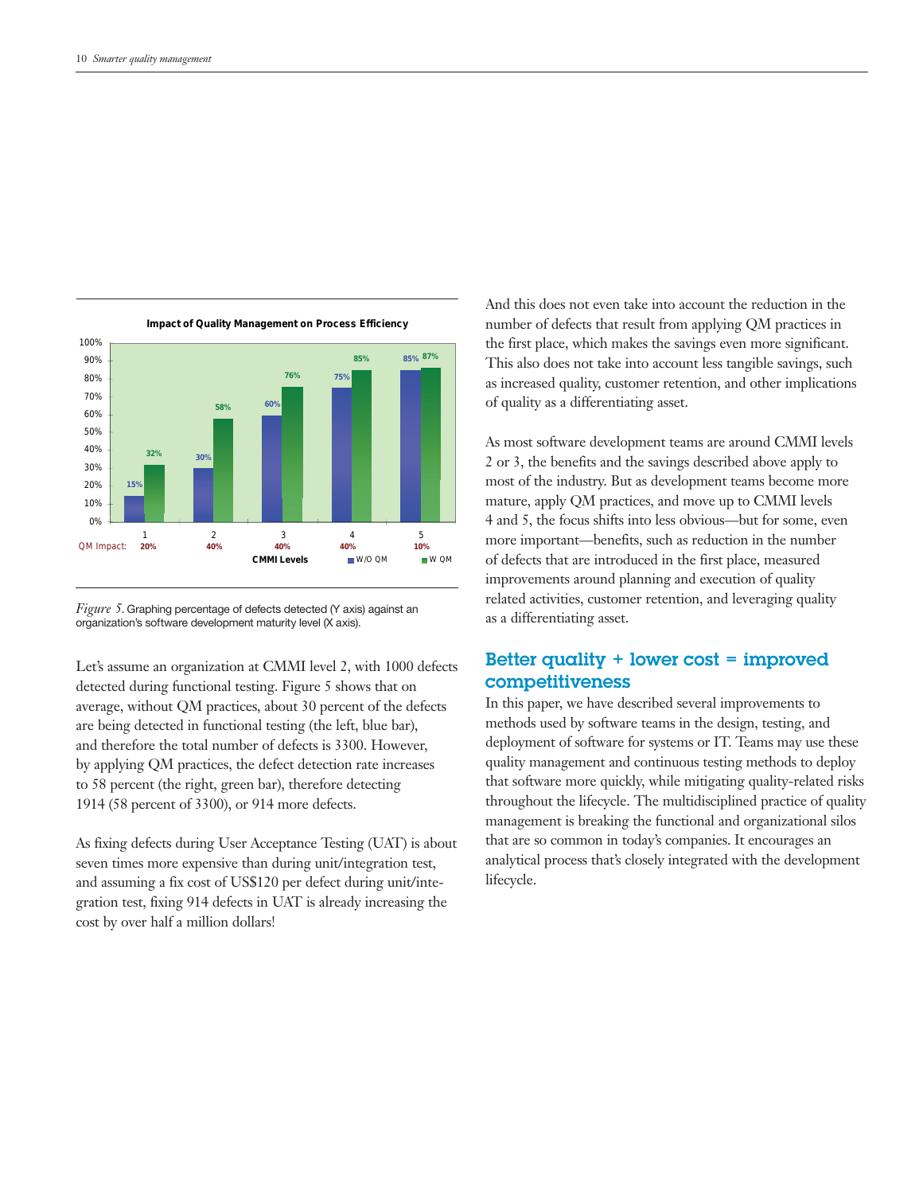**Impact of Quality Management on Process Efficiency**

| CMMI Levels | 1 | 2 | 3 | 4 | 5 |
|---|---|---|---|---|---|
| W/O QM | 15% | 30% | 60% | 75% | 85% |
| W QM | 32% | 58% | 76% | 85% | 87% |
| QM Impact | 20% | 40% | 40% | 40% | 10% |

*Figure 5.* Graphing percentage of defects detected (Y axis) against an organization's software development maturity level (X axis).

Let's assume an organization at CMMI level 2, with 1000 defects detected during functional testing. Figure 5 shows that on average, without QM practices, about 30 percent of the defects are being detected in functional testing (the left, blue bar), and therefore the total number of defects is 3300. However, by applying QM practices, the defect detection rate increases to 58 percent (the right, green bar), therefore detecting 1914 (58 percent of 3300), or 914 more defects.

As fixing defects during User Acceptance Testing (UAT) is about seven times more expensive than during unit/integration test, and assuming a fix cost of US$120 per defect during unit/integration test, fixing 914 defects in UAT is already increasing the cost by over half a million dollars!

And this does not even take into account the reduction in the number of defects that result from applying QM practices in the first place, which makes the savings even more significant. This also does not take into account less tangible savings, such as increased quality, customer retention, and other implications of quality as a differentiating asset.

As most software development teams are around CMMI levels 2 or 3, the benefits and the savings described above apply to most of the industry. But as development teams become more mature, apply QM practices, and move up to CMMI levels 4 and 5, the focus shifts into less obvious—but for some, even more important—benefits, such as reduction in the number of defects that are introduced in the first place, measured improvements around planning and execution of quality related activities, customer retention, and leveraging quality as a differentiating asset.

## Better quality + lower cost = improved competitiveness

In this paper, we have described several improvements to methods used by software teams in the design, testing, and deployment of software for systems or IT. Teams may use these quality management and continuous testing methods to deploy that software more quickly, while mitigating quality-related risks throughout the lifecycle. The multidisciplined practice of quality management is breaking the functional and organizational silos that are so common in today's companies. It encourages an analytical process that's closely integrated with the development lifecycle.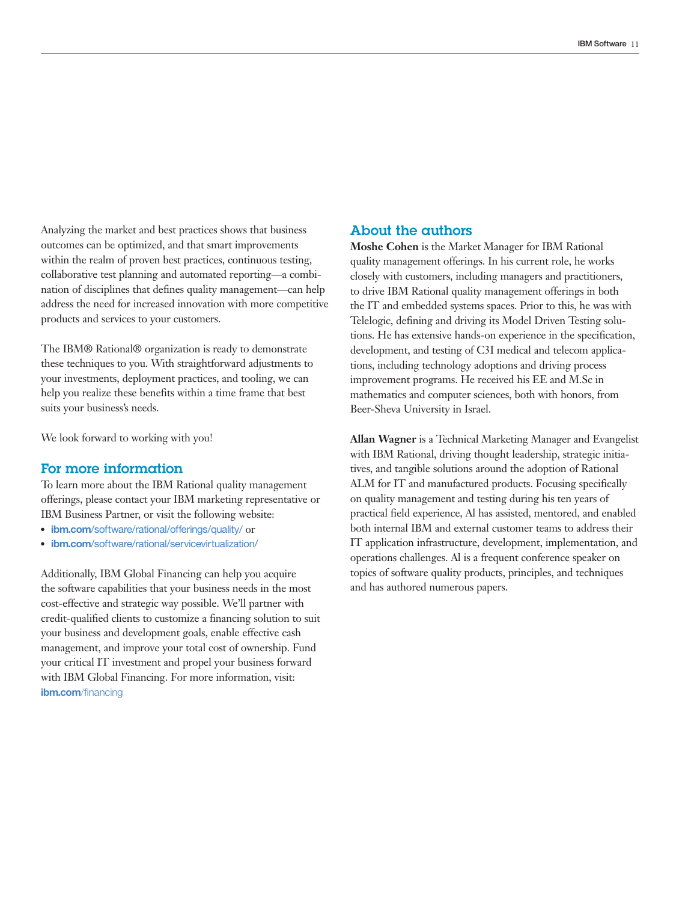Analyzing the market and best practices shows that business outcomes can be optimized, and that smart improvements within the realm of proven best practices, continuous testing, collaborative test planning and automated reporting—a combination of disciplines that defines quality management—can help address the need for increased innovation with more competitive products and services to your customers.

The IBM® Rational® organization is ready to demonstrate these techniques to you. With straightforward adjustments to your investments, deployment practices, and tooling, we can help you realize these benefits within a time frame that best suits your business's needs.

We look forward to working with you!

## For more information

To learn more about the IBM Rational quality management offerings, please contact your IBM marketing representative or IBM Business Partner, or visit the following website:

- **ibm.com**/software/rational/offerings/quality/ or
- **ibm.com**/software/rational/servicevirtualization/

Additionally, IBM Global Financing can help you acquire the software capabilities that your business needs in the most cost-effective and strategic way possible. We'll partner with credit-qualified clients to customize a financing solution to suit your business and development goals, enable effective cash management, and improve your total cost of ownership. Fund your critical IT investment and propel your business forward with IBM Global Financing. For more information, visit: **ibm.com**/financing

## About the authors

**Moshe Cohen** is the Market Manager for IBM Rational quality management offerings. In his current role, he works closely with customers, including managers and practitioners, to drive IBM Rational quality management offerings in both the IT and embedded systems spaces. Prior to this, he was with Telelogic, defining and driving its Model Driven Testing solutions. He has extensive hands-on experience in the specification, development, and testing of C3I medical and telecom applications, including technology adoptions and driving process improvement programs. He received his EE and M.Sc in mathematics and computer sciences, both with honors, from Beer-Sheva University in Israel.

**Allan Wagner** is a Technical Marketing Manager and Evangelist with IBM Rational, driving thought leadership, strategic initiatives, and tangible solutions around the adoption of Rational ALM for IT and manufactured products. Focusing specifically on quality management and testing during his ten years of practical field experience, Al has assisted, mentored, and enabled both internal IBM and external customer teams to address their IT application infrastructure, development, implementation, and operations challenges. Al is a frequent conference speaker on topics of software quality products, principles, and techniques and has authored numerous papers.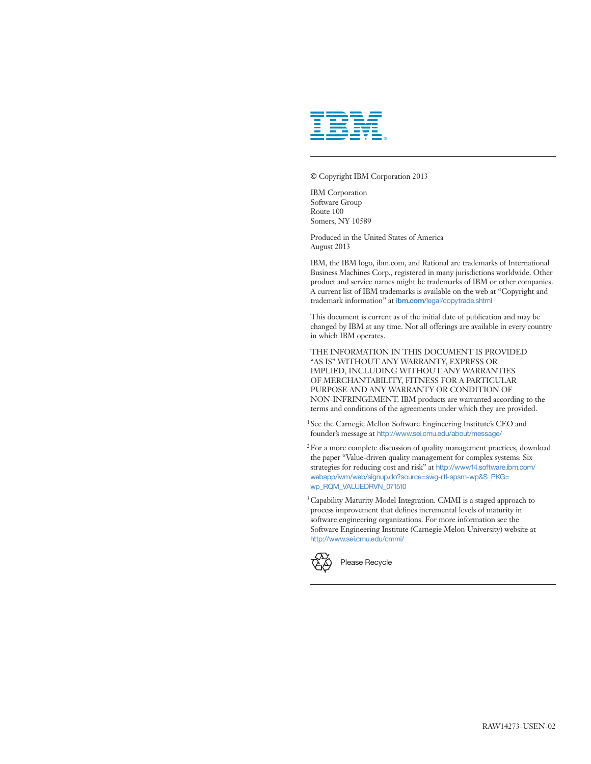© Copyright IBM Corporation 2013

IBM Corporation
Software Group
Route 100
Somers, NY 10589

Produced in the United States of America
August 2013

IBM, the IBM logo, ibm.com, and Rational are trademarks of International Business Machines Corp., registered in many jurisdictions worldwide. Other product and service names might be trademarks of IBM or other companies. A current list of IBM trademarks is available on the web at “Copyright and trademark information” at **ibm.com**/legal/copytrade.shtml

This document is current as of the initial date of publication and may be changed by IBM at any time. Not all offerings are available in every country in which IBM operates.

THE INFORMATION IN THIS DOCUMENT IS PROVIDED “AS IS” WITHOUT ANY WARRANTY, EXPRESS OR IMPLIED, INCLUDING WITHOUT ANY WARRANTIES OF MERCHANTABILITY, FITNESS FOR A PARTICULAR PURPOSE AND ANY WARRANTY OR CONDITION OF NON-INFRINGEMENT. IBM products are warranted according to the terms and conditions of the agreements under which they are provided.

[1] See the Carnegie Mellon Software Engineering Institute’s CEO and founder’s message at http://www.sei.cmu.edu/about/message/

[2] For a more complete discussion of quality management practices, download the paper “Value-driven quality management for complex systems: Six strategies for reducing cost and risk” at http://www14.software.ibm.com/webapp/iwm/web/signup.do?source=swg-rtl-spsm-wp&S_PKG=wp_RQM_VALUEDRVN_071510

[3] Capability Maturity Model Integration. CMMI is a staged approach to process improvement that defines incremental levels of maturity in software engineering organizations. For more information see the Software Engineering Institute (Carnegie Melon University) website at http://www.sei.cmu.edu/cmmi/

Please Recycle

RAW14273-USEN-02